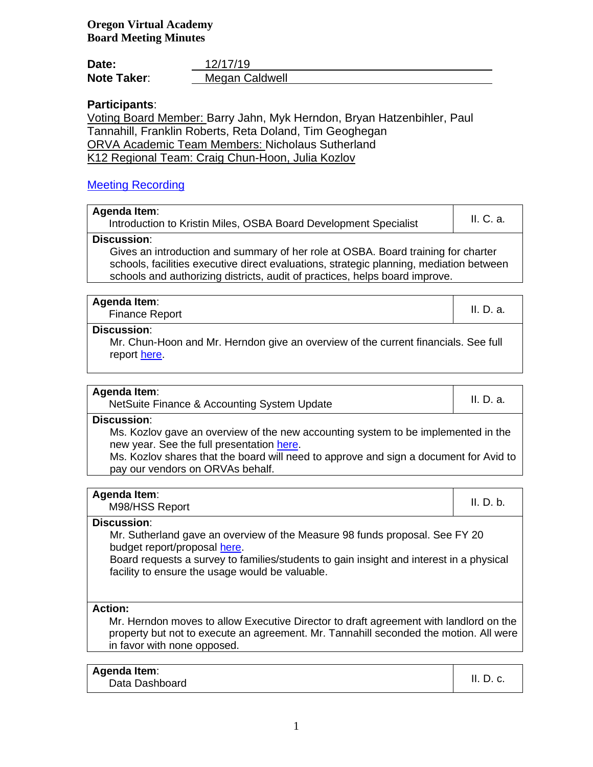**Oregon Virtual Academy**
**Board Meeting Minutes**

**Date:** 12/17/19
**Note Taker**: Megan Caldwell

**Participants**:
Voting Board Member: Barry Jahn, Myk Herndon, Bryan Hatzenbihler, Paul Tannahill, Franklin Roberts, Reta Doland, Tim Geoghegan
ORVA Academic Team Members: Nicholaus Sutherland
K12 Regional Team: Craig Chun-Hoon, Julia Kozlov

[Meeting Recording]

| **Agenda Item**: Introduction to Kristin Miles, OSBA Board Development Specialist | II. C. a. |
|---|---|
| **Discussion**: Gives an introduction and summary of her role at OSBA. Board training for charter schools, facilities executive direct evaluations, strategic planning, mediation between schools and authorizing districts, audit of practices, helps board improve. | |

| **Agenda Item**: Finance Report | II. D. a. |
|---|---|
| **Discussion**: Mr. Chun-Hoon and Mr. Herndon give an overview of the current financials. See full report [here]. | |

| **Agenda Item**: NetSuite Finance & Accounting System Update | II. D. a. |
|---|---|
| **Discussion**: Ms. Kozlov gave an overview of the new accounting system to be implemented in the new year. See the full presentation [here]. Ms. Kozlov shares that the board will need to approve and sign a document for Avid to pay our vendors on ORVAs behalf. | |

| **Agenda Item**: M98/HSS Report | II. D. b. |
|---|---|
| **Discussion**: Mr. Sutherland gave an overview of the Measure 98 funds proposal. See FY 20 budget report/proposal [here]. Board requests a survey to families/students to gain insight and interest in a physical facility to ensure the usage would be valuable. | |
| **Action:** Mr. Herndon moves to allow Executive Director to draft agreement with landlord on the property but not to execute an agreement. Mr. Tannahill seconded the motion. All were in favor with none opposed. | |

| **Agenda Item**: Data Dashboard | II. D. c. |
|---|---|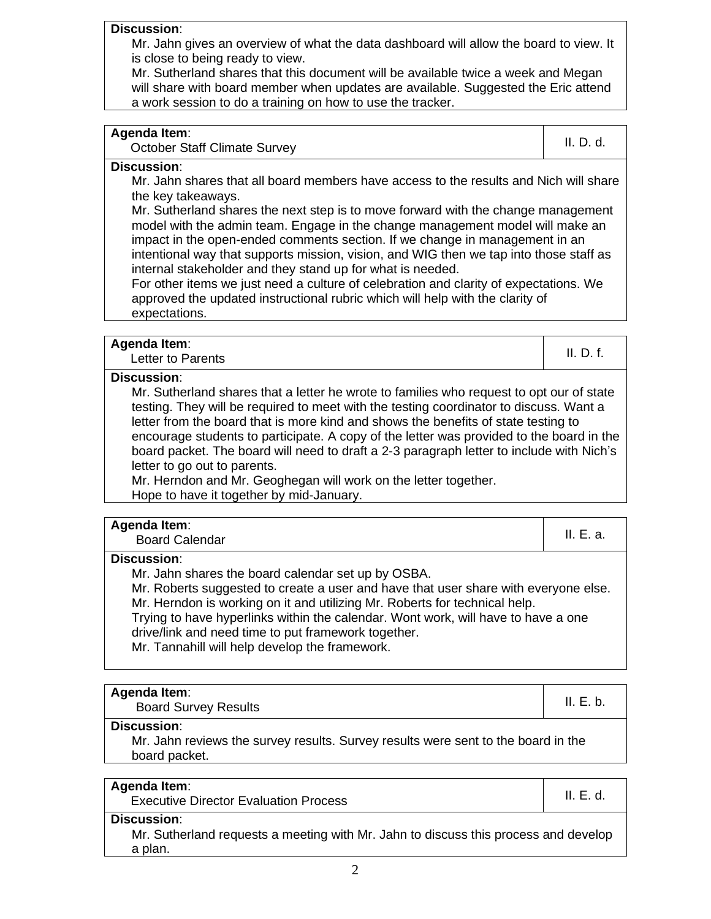**Discussion**:

Mr. Jahn gives an overview of what the data dashboard will allow the board to view. It is close to being ready to view.

Mr. Sutherland shares that this document will be available twice a week and Megan will share with board member when updates are available. Suggested the Eric attend a work session to do a training on how to use the tracker.

| **Agenda Item**: October Staff Climate Survey | II. D. d. |
|---|---|

**Discussion**:

Mr. Jahn shares that all board members have access to the results and Nich will share the key takeaways.

Mr. Sutherland shares the next step is to move forward with the change management model with the admin team. Engage in the change management model will make an impact in the open-ended comments section. If we change in management in an intentional way that supports mission, vision, and WIG then we tap into those staff as internal stakeholder and they stand up for what is needed.

For other items we just need a culture of celebration and clarity of expectations. We approved the updated instructional rubric which will help with the clarity of expectations.

| **Agenda Item**: Letter to Parents | II. D. f. |
|---|---|

**Discussion**:

Mr. Sutherland shares that a letter he wrote to families who request to opt our of state testing. They will be required to meet with the testing coordinator to discuss. Want a letter from the board that is more kind and shows the benefits of state testing to encourage students to participate. A copy of the letter was provided to the board in the board packet. The board will need to draft a 2-3 paragraph letter to include with Nich's letter to go out to parents.

Mr. Herndon and Mr. Geoghegan will work on the letter together.

Hope to have it together by mid-January.

| **Agenda Item**: Board Calendar | II. E. a. |
|---|---|

**Discussion**:

Mr. Jahn shares the board calendar set up by OSBA.

Mr. Roberts suggested to create a user and have that user share with everyone else.

Mr. Herndon is working on it and utilizing Mr. Roberts for technical help.

Trying to have hyperlinks within the calendar. Wont work, will have to have a one drive/link and need time to put framework together.

Mr. Tannahill will help develop the framework.

| **Agenda Item**: Board Survey Results | II. E. b. |
|---|---|

**Discussion**:

Mr. Jahn reviews the survey results. Survey results were sent to the board in the board packet.

| **Agenda Item**: Executive Director Evaluation Process | II. E. d. |
|---|---|

**Discussion**:

Mr. Sutherland requests a meeting with Mr. Jahn to discuss this process and develop a plan.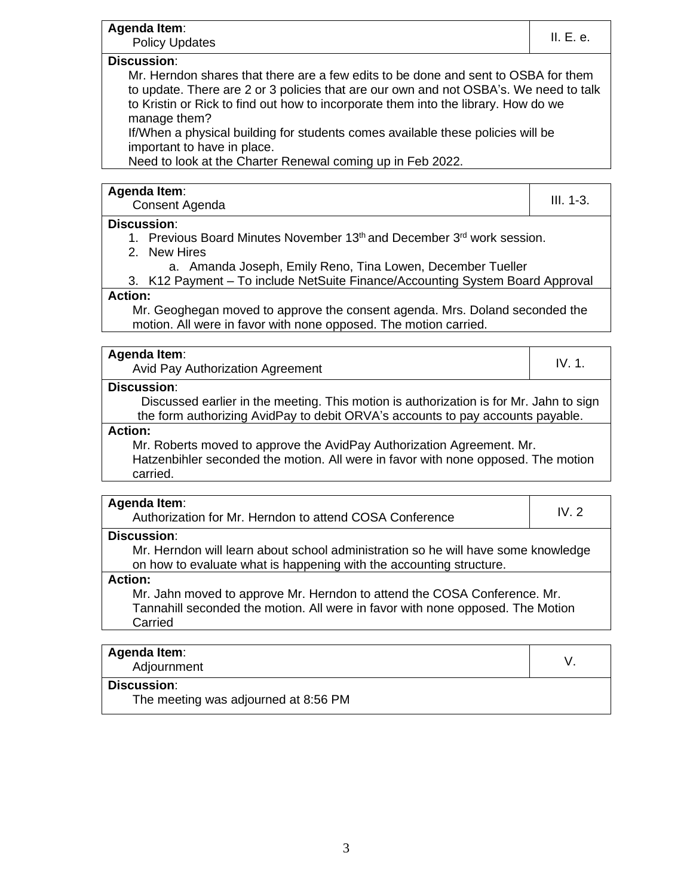| **Agenda Item**: Policy Updates | II. E. e. |
|---|---|

**Discussion**:

Mr. Herndon shares that there are a few edits to be done and sent to OSBA for them to update. There are 2 or 3 policies that are our own and not OSBA's. We need to talk to Kristin or Rick to find out how to incorporate them into the library. How do we manage them?

If/When a physical building for students comes available these policies will be important to have in place.

Need to look at the Charter Renewal coming up in Feb 2022.

| **Agenda Item**: Consent Agenda | III. 1-3. |
|---|---|

**Discussion**:

1. Previous Board Minutes November 13th and December 3rd work session.
2. New Hires
   a. Amanda Joseph, Emily Reno, Tina Lowen, December Tueller
3. K12 Payment – To include NetSuite Finance/Accounting System Board Approval

**Action:**

Mr. Geoghegan moved to approve the consent agenda. Mrs. Doland seconded the motion. All were in favor with none opposed. The motion carried.

| **Agenda Item**: Avid Pay Authorization Agreement | IV. 1. |
|---|---|

**Discussion**:

Discussed earlier in the meeting. This motion is authorization is for Mr. Jahn to sign the form authorizing AvidPay to debit ORVA's accounts to pay accounts payable.

**Action:**

Mr. Roberts moved to approve the AvidPay Authorization Agreement. Mr. Hatzenbihler seconded the motion. All were in favor with none opposed. The motion carried.

| **Agenda Item**: Authorization for Mr. Herndon to attend COSA Conference | IV. 2 |
|---|---|

**Discussion**:

Mr. Herndon will learn about school administration so he will have some knowledge on how to evaluate what is happening with the accounting structure.

**Action:**

Mr. Jahn moved to approve Mr. Herndon to attend the COSA Conference. Mr. Tannahill seconded the motion. All were in favor with none opposed. The Motion Carried

| **Agenda Item**: Adjournment | V. |
|---|---|

**Discussion**:

The meeting was adjourned at 8:56 PM